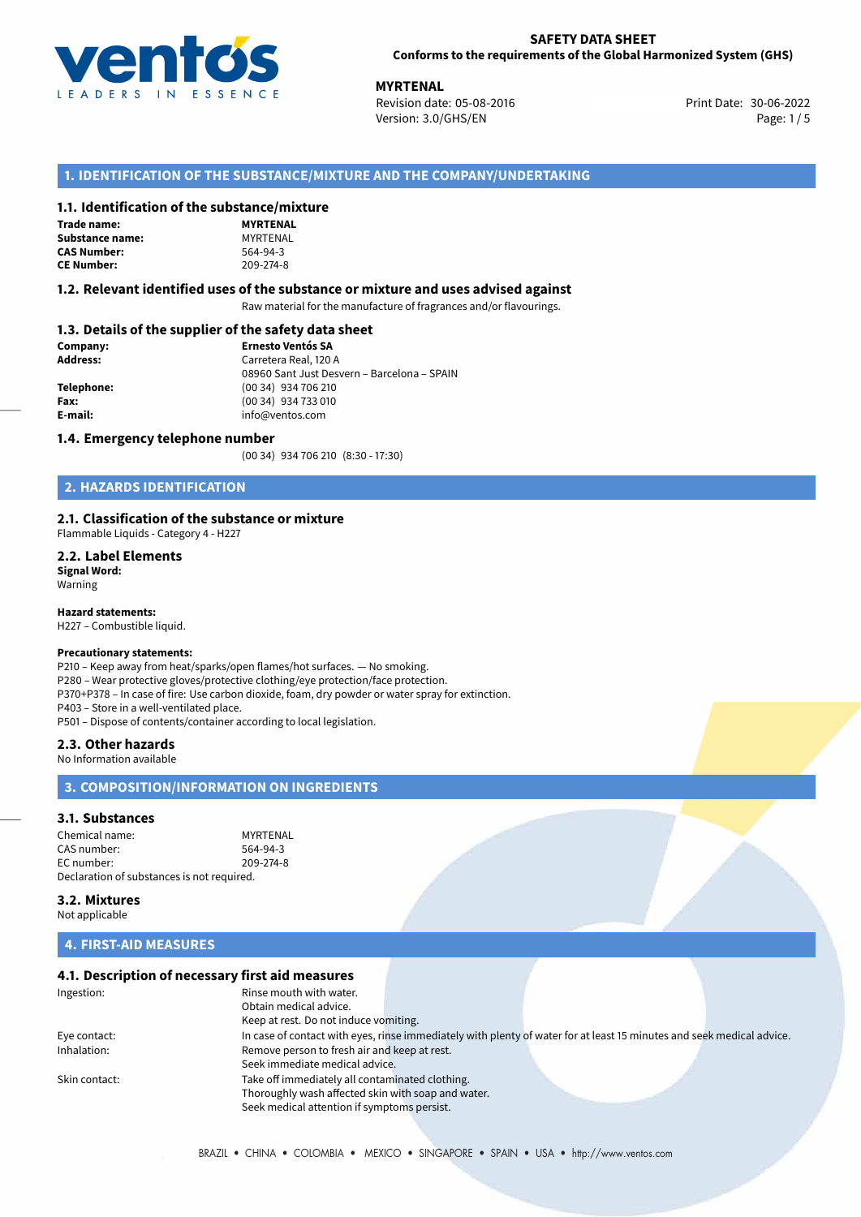**SAFETY DATA SHEET**
**Conforms to the requirements of the Global Harmonized System (GHS)**

**MYRTENAL**
Revision date: 05-08-2016
Version: 3.0/GHS/EN

Print Date: 30-06-2022

## 1. IDENTIFICATION OF THE SUBSTANCE/MIXTURE AND THE COMPANY/UNDERTAKING

### 1.1. Identification of the substance/mixture

| | |
|---|---|
| **Trade name:** | **MYRTENAL** |
| **Substance name:** | MYRTENAL |
| **CAS Number:** | 564-94-3 |
| **CE Number:** | 209-274-8 |

### 1.2. Relevant identified uses of the substance or mixture and uses advised against

Raw material for the manufacture of fragrances and/or flavourings.

### 1.3. Details of the supplier of the safety data sheet

| | |
|---|---|
| **Company:** | **Ernesto Ventós SA** |
| **Address:** | Carretera Real, 120 A<br>08960 Sant Just Desvern – Barcelona – SPAIN |
| **Telephone:** | (00 34) 934 706 210 |
| **Fax:** | (00 34) 934 733 010 |
| **E-mail:** | info@ventos.com |

### 1.4. Emergency telephone number

(00 34) 934 706 210 (8:30 - 17:30)

## 2. HAZARDS IDENTIFICATION

### 2.1. Classification of the substance or mixture

Flammable Liquids - Category 4 - H227

### 2.2. Label Elements

**Signal Word:**
Warning

**Hazard statements:**
H227 – Combustible liquid.

**Precautionary statements:**
P210 – Keep away from heat/sparks/open flames/hot surfaces. — No smoking.
P280 – Wear protective gloves/protective clothing/eye protection/face protection.
P370+P378 – In case of fire: Use carbon dioxide, foam, dry powder or water spray for extinction.
P403 – Store in a well-ventilated place.
P501 – Dispose of contents/container according to local legislation.

### 2.3. Other hazards

No Information available

## 3. COMPOSITION/INFORMATION ON INGREDIENTS

### 3.1. Substances

| | |
|---|---|
| Chemical name: | MYRTENAL |
| CAS number: | 564-94-3 |
| EC number: | 209-274-8 |

Declaration of substances is not required.

### 3.2. Mixtures

Not applicable

## 4. FIRST-AID MEASURES

### 4.1. Description of necessary first aid measures

| | |
|---|---|
| Ingestion: | Rinse mouth with water.<br>Obtain medical advice.<br>Keep at rest. Do not induce vomiting. |
| Eye contact: | In case of contact with eyes, rinse immediately with plenty of water for at least 15 minutes and seek medical advice. |
| Inhalation: | Remove person to fresh air and keep at rest.<br>Seek immediate medical advice. |
| Skin contact: | Take off immediately all contaminated clothing.<br>Thoroughly wash affected skin with soap and water.<br>Seek medical attention if symptoms persist. |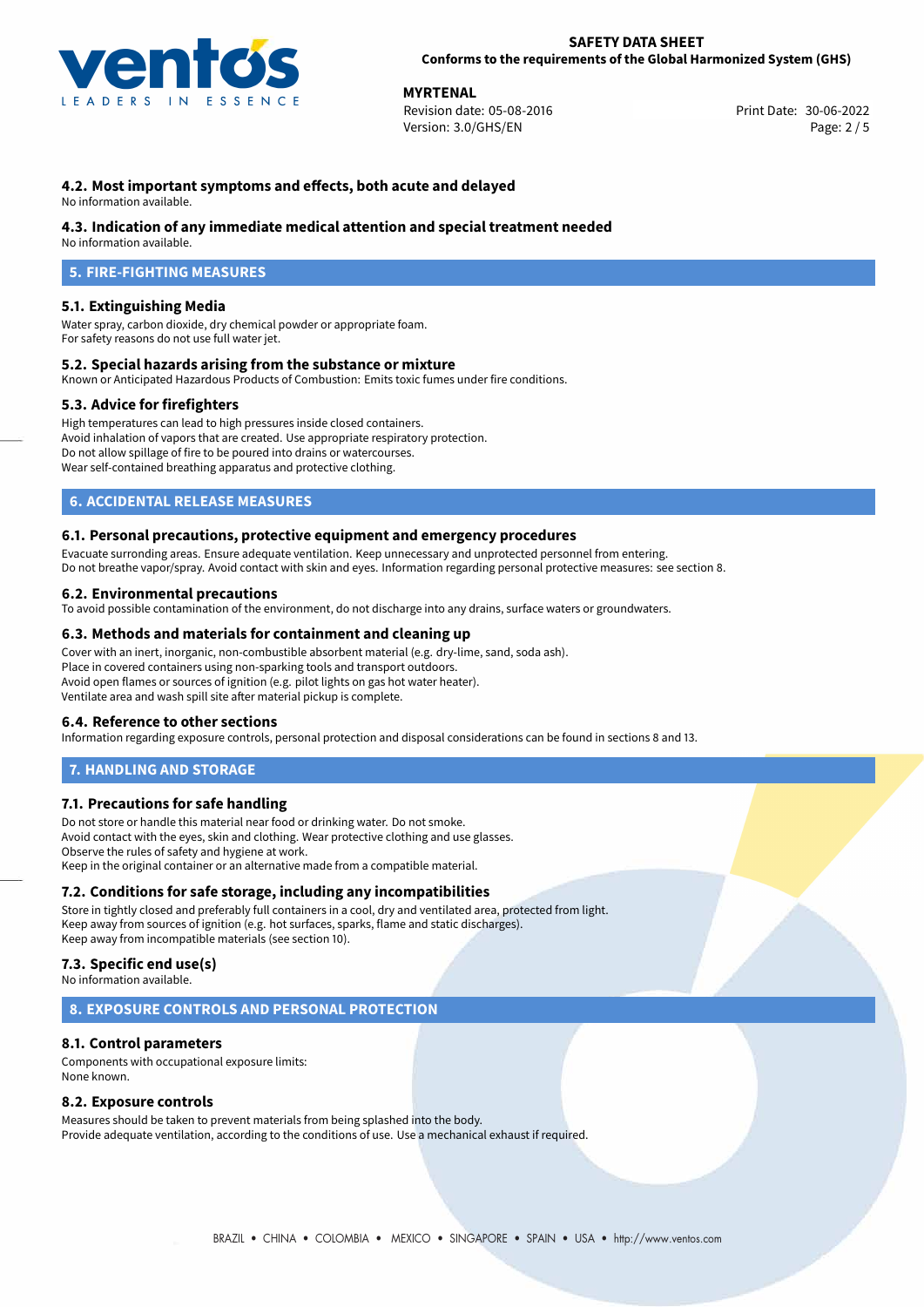### 4.2. Most important symptoms and effects, both acute and delayed

No information available.

### 4.3. Indication of any immediate medical attention and special treatment needed

No information available.

## 5. FIRE-FIGHTING MEASURES

### 5.1. Extinguishing Media

Water spray, carbon dioxide, dry chemical powder or appropriate foam.
For safety reasons do not use full water jet.

### 5.2. Special hazards arising from the substance or mixture

Known or Anticipated Hazardous Products of Combustion: Emits toxic fumes under fire conditions.

### 5.3. Advice for firefighters

High temperatures can lead to high pressures inside closed containers.
Avoid inhalation of vapors that are created. Use appropriate respiratory protection.
Do not allow spillage of fire to be poured into drains or watercourses.
Wear self-contained breathing apparatus and protective clothing.

## 6. ACCIDENTAL RELEASE MEASURES

### 6.1. Personal precautions, protective equipment and emergency procedures

Evacuate surronding areas. Ensure adequate ventilation. Keep unnecessary and unprotected personnel from entering.
Do not breathe vapor/spray. Avoid contact with skin and eyes. Information regarding personal protective measures: see section 8.

### 6.2. Environmental precautions

To avoid possible contamination of the environment, do not discharge into any drains, surface waters or groundwaters.

### 6.3. Methods and materials for containment and cleaning up

Cover with an inert, inorganic, non-combustible absorbent material (e.g. dry-lime, sand, soda ash).
Place in covered containers using non-sparking tools and transport outdoors.
Avoid open flames or sources of ignition (e.g. pilot lights on gas hot water heater).
Ventilate area and wash spill site after material pickup is complete.

### 6.4. Reference to other sections

Information regarding exposure controls, personal protection and disposal considerations can be found in sections 8 and 13.

## 7. HANDLING AND STORAGE

### 7.1. Precautions for safe handling

Do not store or handle this material near food or drinking water. Do not smoke.
Avoid contact with the eyes, skin and clothing. Wear protective clothing and use glasses.
Observe the rules of safety and hygiene at work.
Keep in the original container or an alternative made from a compatible material.

### 7.2. Conditions for safe storage, including any incompatibilities

Store in tightly closed and preferably full containers in a cool, dry and ventilated area, protected from light.
Keep away from sources of ignition (e.g. hot surfaces, sparks, flame and static discharges).
Keep away from incompatible materials (see section 10).

### 7.3. Specific end use(s)

No information available.

## 8. EXPOSURE CONTROLS AND PERSONAL PROTECTION

### 8.1. Control parameters

Components with occupational exposure limits:
None known.

### 8.2. Exposure controls

Measures should be taken to prevent materials from being splashed into the body.
Provide adequate ventilation, according to the conditions of use. Use a mechanical exhaust if required.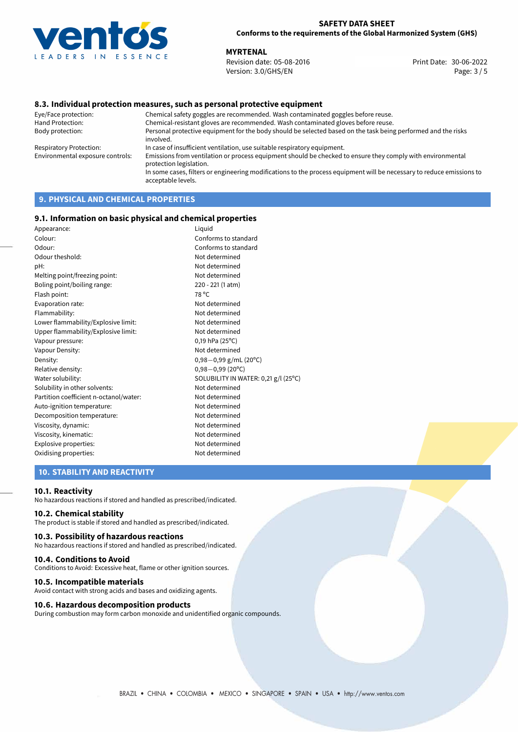### 8.3. Individual protection measures, such as personal protective equipment

| | |
|---|---|
| Eye/Face protection: | Chemical safety goggles are recommended. Wash contaminated goggles before reuse. |
| Hand Protection: | Chemical-resistant gloves are recommended. Wash contaminated gloves before reuse. |
| Body protection: | Personal protective equipment for the body should be selected based on the task being performed and the risks involved. |
| Respiratory Protection: | In case of insufficient ventilation, use suitable respiratory equipment. |
| Environmental exposure controls: | Emissions from ventilation or process equipment should be checked to ensure they comply with environmental protection legislation. In some cases, filters or engineering modifications to the process equipment will be necessary to reduce emissions to acceptable levels. |

## 9. PHYSICAL AND CHEMICAL PROPERTIES

### 9.1. Information on basic physical and chemical properties

| | |
|---|---|
| Appearance: | Liquid |
| Colour: | Conforms to standard |
| Odour: | Conforms to standard |
| Odour theshold: | Not determined |
| pH: | Not determined |
| Melting point/freezing point: | Not determined |
| Boling point/boiling range: | 220 - 221 (1 atm) |
| Flash point: | 78 °C |
| Evaporation rate: | Not determined |
| Flammability: | Not determined |
| Lower flammability/Explosive limit: | Not determined |
| Upper flammability/Explosive limit: | Not determined |
| Vapour pressure: | 0,19 hPa (25°C) |
| Vapour Density: | Not determined |
| Density: | 0,98−0,99 g/mL (20°C) |
| Relative density: | 0,98−0,99 (20°C) |
| Water solubility: | SOLUBILITY IN WATER: 0,21 g/l (25°C) |
| Solubility in other solvents: | Not determined |
| Partition coefficient n-octanol/water: | Not determined |
| Auto-ignition temperature: | Not determined |
| Decomposition temperature: | Not determined |
| Viscosity, dynamic: | Not determined |
| Viscosity, kinematic: | Not determined |
| Explosive properties: | Not determined |
| Oxidising properties: | Not determined |

## 10. STABILITY AND REACTIVITY

### 10.1. Reactivity

No hazardous reactions if stored and handled as prescribed/indicated.

### 10.2. Chemical stability

The product is stable if stored and handled as prescribed/indicated.

### 10.3. Possibility of hazardous reactions

No hazardous reactions if stored and handled as prescribed/indicated.

### 10.4. Conditions to Avoid

Conditions to Avoid: Excessive heat, flame or other ignition sources.

### 10.5. Incompatible materials

Avoid contact with strong acids and bases and oxidizing agents.

### 10.6. Hazardous decomposition products

During combustion may form carbon monoxide and unidentified organic compounds.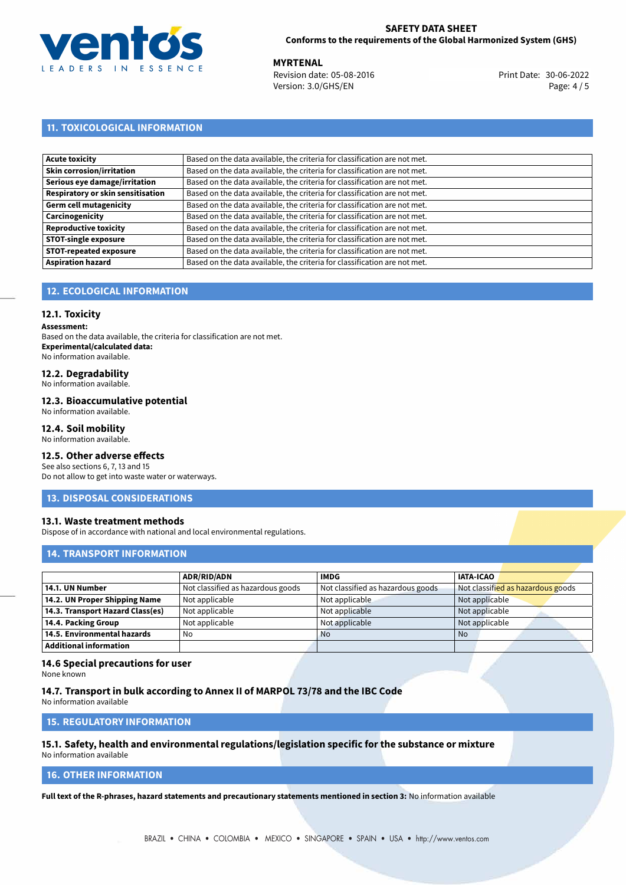## 11. TOXICOLOGICAL INFORMATION

| | |
|---|---|
| **Acute toxicity** | Based on the data available, the criteria for classification are not met. |
| **Skin corrosion/irritation** | Based on the data available, the criteria for classification are not met. |
| **Serious eye damage/irritation** | Based on the data available, the criteria for classification are not met. |
| **Respiratory or skin sensitisation** | Based on the data available, the criteria for classification are not met. |
| **Germ cell mutagenicity** | Based on the data available, the criteria for classification are not met. |
| **Carcinogenicity** | Based on the data available, the criteria for classification are not met. |
| **Reproductive toxicity** | Based on the data available, the criteria for classification are not met. |
| **STOT-single exposure** | Based on the data available, the criteria for classification are not met. |
| **STOT-repeated exposure** | Based on the data available, the criteria for classification are not met. |
| **Aspiration hazard** | Based on the data available, the criteria for classification are not met. |

## 12. ECOLOGICAL INFORMATION

### 12.1. Toxicity

**Assessment:**
Based on the data available, the criteria for classification are not met.
**Experimental/calculated data:**
No information available.

### 12.2. Degradability

No information available.

### 12.3. Bioaccumulative potential

No information available.

### 12.4. Soil mobility

No information available.

### 12.5. Other adverse effects

See also sections 6, 7, 13 and 15
Do not allow to get into waste water or waterways.

## 13. DISPOSAL CONSIDERATIONS

### 13.1. Waste treatment methods

Dispose of in accordance with national and local environmental regulations.

## 14. TRANSPORT INFORMATION

| | ADR/RID/ADN | IMDG | IATA-ICAO |
|---|---|---|---|
| **14.1. UN Number** | Not classified as hazardous goods | Not classified as hazardous goods | Not classified as hazardous goods |
| **14.2. UN Proper Shipping Name** | Not applicable | Not applicable | Not applicable |
| **14.3. Transport Hazard Class(es)** | Not applicable | Not applicable | Not applicable |
| **14.4. Packing Group** | Not applicable | Not applicable | Not applicable |
| **14.5. Environmental hazards** | No | No | No |
| **Additional information** | | | |

### 14.6 Special precautions for user

None known

### 14.7. Transport in bulk according to Annex II of MARPOL 73/78 and the IBC Code

No information available

## 15. REGULATORY INFORMATION

### 15.1. Safety, health and environmental regulations/legislation specific for the substance or mixture

No information available

## 16. OTHER INFORMATION

**Full text of the R-phrases, hazard statements and precautionary statements mentioned in section 3:** No information available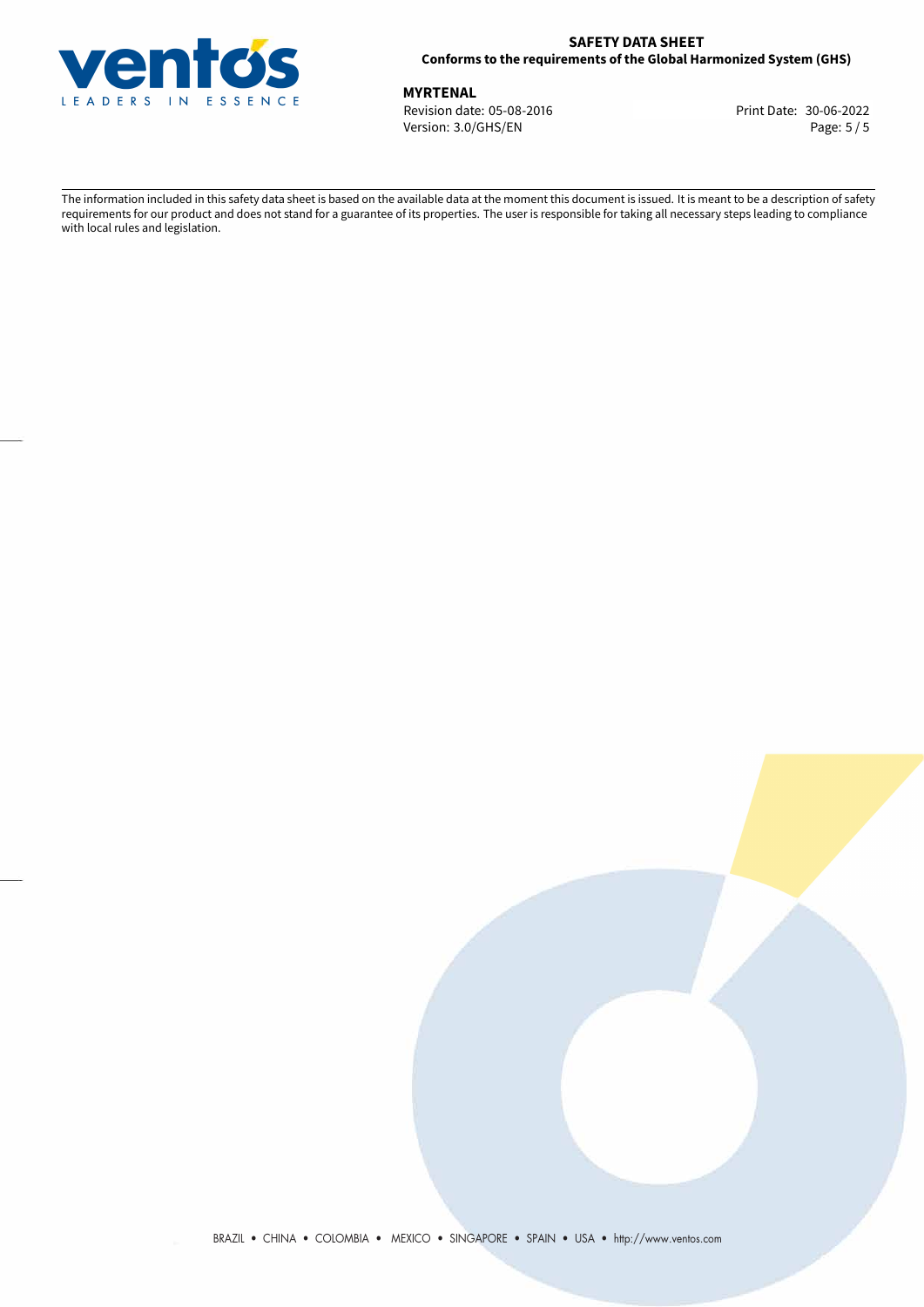The information included in this safety data sheet is based on the available data at the moment this document is issued. It is meant to be a description of safety requirements for our product and does not stand for a guarantee of its properties. The user is responsible for taking all necessary steps leading to compliance with local rules and legislation.